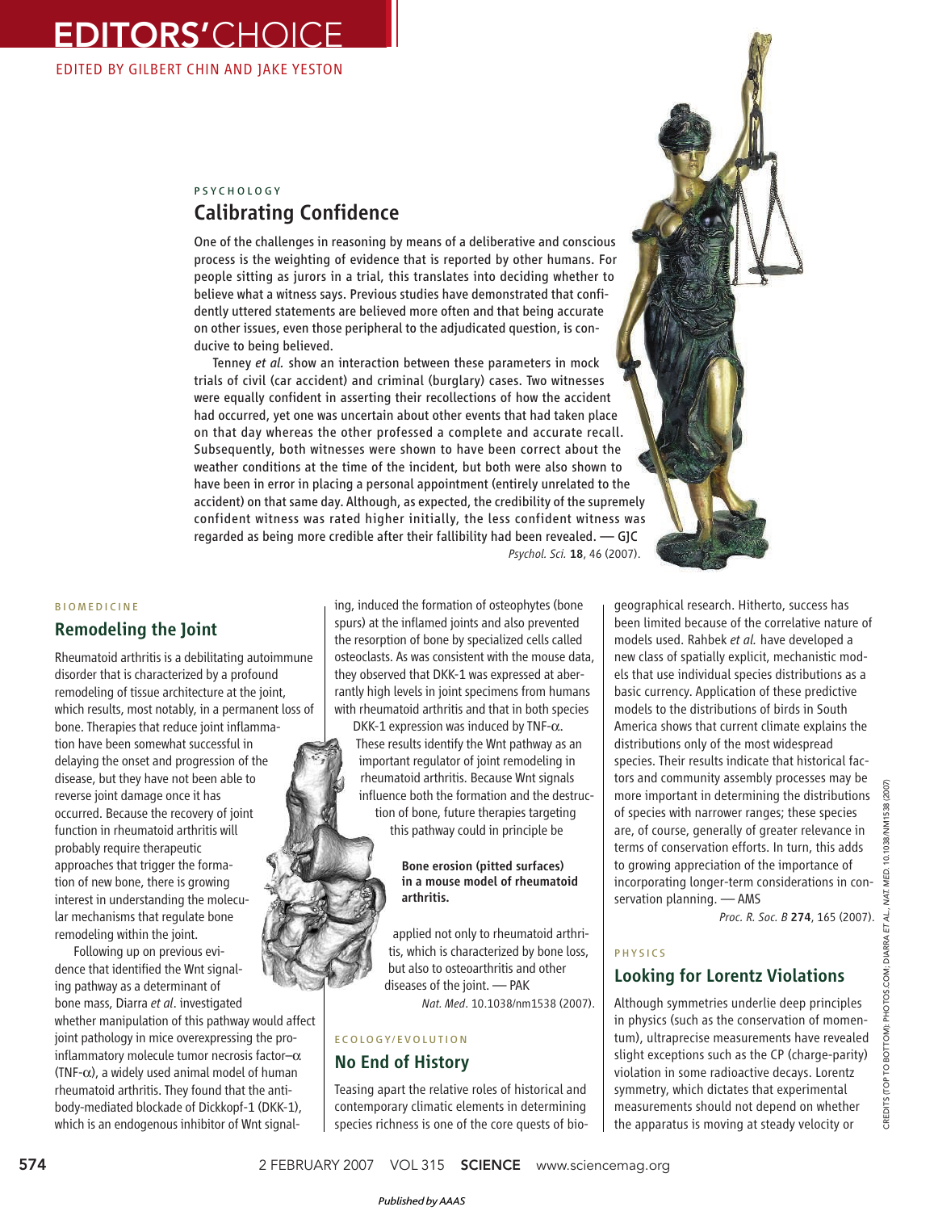# EDITORS' CHOICE

EDITED BY GILBERT CHIN AND JAKE YESTON

PSYCHOLOGY

## Calibrating Confidence

One of the challenges in reasoning by means of a deliberative and conscious process is the weighting of evidence that is reported by other humans. For people sitting as jurors in a trial, this translates into deciding whether to believe what a witness says. Previous studies have demonstrated that confidently uttered statements are believed more often and that being accurate on other issues, even those peripheral to the adjudicated question, is conducive to being believed.

Tenney *et al.* show an interaction between these parameters in mock trials of civil (car accident) and criminal (burglary) cases. Two witnesses were equally confident in asserting their recollections of how the accident had occurred, yet one was uncertain about other events that had taken place on that day whereas the other professed a complete and accurate recall. Subsequently, both witnesses were shown to have been correct about the weather conditions at the time of the incident, but both were also shown to have been in error in placing a personal appointment (entirely unrelated to the accident) on that same day. Although, as expected, the credibility of the supremely confident witness was rated higher initially, the less confident witness was regarded as being more credible after their fallibility had been revealed. — GJC

*Psychol. Sci.* **18**, 46 (2007).

BIOMEDICINE

## Remodeling the Joint

Rheumatoid arthritis is a debilitating autoimmune disorder that is characterized by a profound remodeling of tissue architecture at the joint, which results, most notably, in a permanent loss of bone. Therapies that reduce joint inflammation have been somewhat successful in delaying the onset and progression of the disease, but they have not been able to reverse joint damage once it has occurred. Because the recovery of joint function in rheumatoid arthritis will probably require therapeutic approaches that trigger the formation of new bone, there is growing interest in understanding the molecular mechanisms that regulate bone remodeling within the joint.

Following up on previous evidence that identified the Wnt signaling pathway as a determinant of bone mass, Diarra *et al*. investigated whether manipulation of this pathway would affect joint pathology in mice overexpressing the proinflammatory molecule tumor necrosis factor–$\alpha$ (TNF-$\alpha$), a widely used animal model of human rheumatoid arthritis. They found that the antibody-mediated blockade of Dickkopf-1 (DKK-1), which is an endogenous inhibitor of Wnt signaling, induced the formation of osteophytes (bone spurs) at the inflamed joints and also prevented the resorption of bone by specialized cells called osteoclasts. As was consistent with the mouse data, they observed that DKK-1 was expressed at aberrantly high levels in joint specimens from humans with rheumatoid arthritis and that in both species DKK-1 expression was induced by TNF-$\alpha$. These results identify the Wnt pathway as an important regulator of joint remodeling in rheumatoid arthritis. Because Wnt signals influence both the formation and the destruction of bone, future therapies targeting this pathway could in principle be applied not only to rheumatoid arthritis, which is characterized by bone loss, but also to osteoarthritis and other diseases of the joint. — PAK

*Nat. Med*. 10.1038/nm1538 (2007).

**Bone erosion (pitted surfaces) in a mouse model of rheumatoid arthritis.**

ECOLOGY/EVOLUTION

## No End of History

Teasing apart the relative roles of historical and contemporary climatic elements in determining species richness is one of the core quests of biogeographical research. Hitherto, success has been limited because of the correlative nature of models used. Rahbek *et al.* have developed a new class of spatially explicit, mechanistic models that use individual species distributions as a basic currency. Application of these predictive models to the distributions of birds in South America shows that current climate explains the distributions only of the most widespread species. Their results indicate that historical factors and community assembly processes may be more important in determining the distributions of species with narrower ranges; these species are, of course, generally of greater relevance in terms of conservation efforts. In turn, this adds to growing appreciation of the importance of incorporating longer-term considerations in conservation planning. — AMS

*Proc. R. Soc. B* **274**, 165 (2007).

PHYSICS

## Looking for Lorentz Violations

Although symmetries underlie deep principles in physics (such as the conservation of momentum), ultraprecise measurements have revealed slight exceptions such as the CP (charge-parity) violation in some radioactive decays. Lorentz symmetry, which dictates that experimental measurements should not depend on whether the apparatus is moving at steady velocity or

CREDITS (TOP TO BOTTOM): PHOTOS.COM; DIARRA *ET AL., NAT. MED.* 10.1038/NM1538 (2007)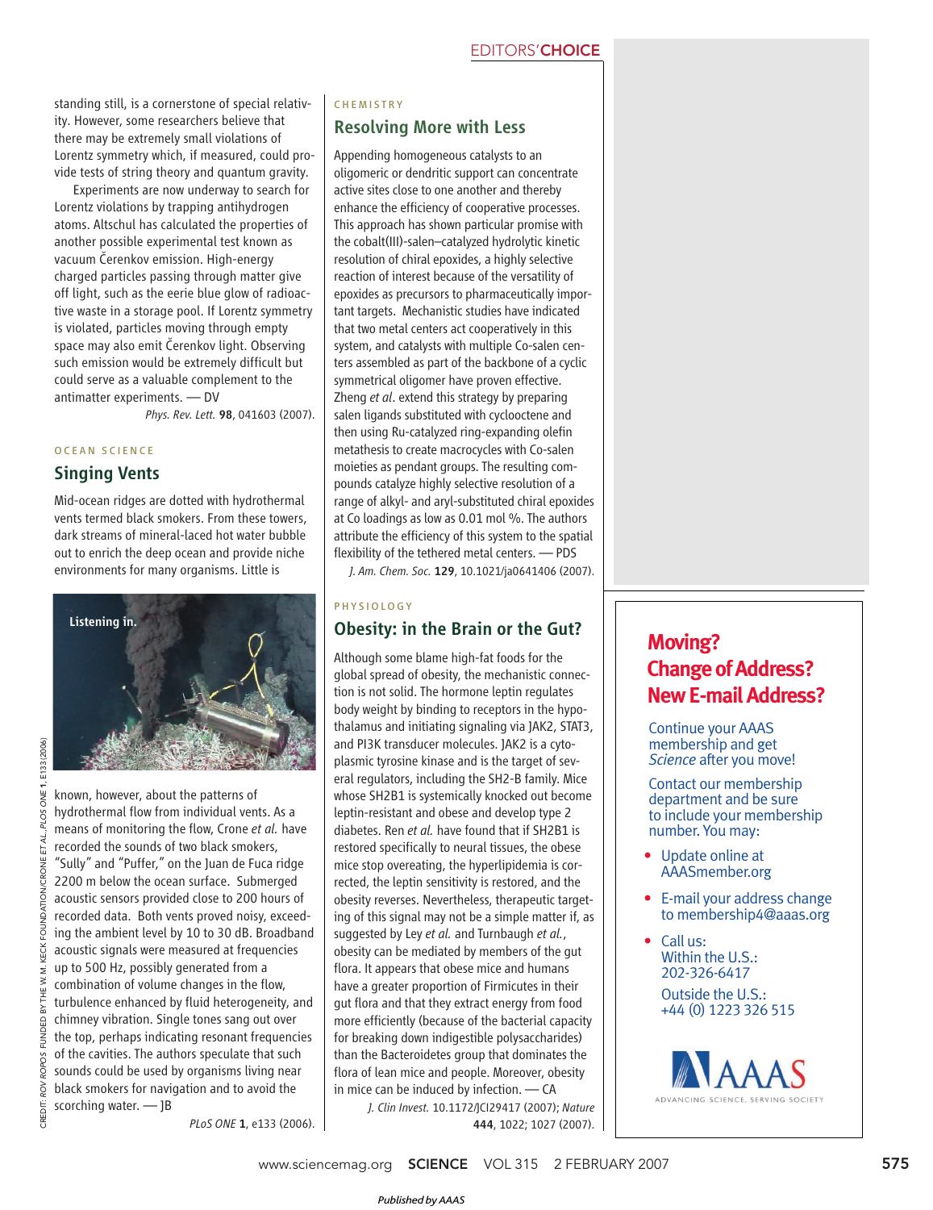standing still, is a cornerstone of special relativity. However, some researchers believe that there may be extremely small violations of Lorentz symmetry which, if measured, could provide tests of string theory and quantum gravity.

Experiments are now underway to search for Lorentz violations by trapping antihydrogen atoms. Altschul has calculated the properties of another possible experimental test known as vacuum Čerenkov emission. High-energy charged particles passing through matter give off light, such as the eerie blue glow of radioactive waste in a storage pool. If Lorentz symmetry is violated, particles moving through empty space may also emit Čerenkov light. Observing such emission would be extremely difficult but could serve as a valuable complement to the antimatter experiments. — DV

*Phys. Rev. Lett.* **98**, 041603 (2007).

OCEAN SCIENCE

## Singing Vents

Mid-ocean ridges are dotted with hydrothermal vents termed black smokers. From these towers, dark streams of mineral-laced hot water bubble out to enrich the deep ocean and provide niche environments for many organisms. Little is known, however, about the patterns of hydrothermal flow from individual vents. As a means of monitoring the flow, Crone *et al.* have recorded the sounds of two black smokers, "Sully" and "Puffer," on the Juan de Fuca ridge 2200 m below the ocean surface. Submerged acoustic sensors provided close to 200 hours of recorded data. Both vents proved noisy, exceeding the ambient level by 10 to 30 dB. Broadband acoustic signals were measured at frequencies up to 500 Hz, possibly generated from a combination of volume changes in the flow, turbulence enhanced by fluid heterogeneity, and chimney vibration. Single tones sang out over the top, perhaps indicating resonant frequencies of the cavities. The authors speculate that such sounds could be used by organisms living near black smokers for navigation and to avoid the scorching water. — JB

*PLoS ONE* **1**, e133 (2006).

Listening in.

CREDIT: ROV ROPOS FUNDED BY THE W. M. KECK FOUNDATION/CRONE *ET AL.*, *PLOS ONE* **1**, E133 (2006)

CHEMISTRY

## Resolving More with Less

Appending homogeneous catalysts to an oligomeric or dendritic support can concentrate active sites close to one another and thereby enhance the efficiency of cooperative processes. This approach has shown particular promise with the cobalt(III)-salen–catalyzed hydrolytic kinetic resolution of chiral epoxides, a highly selective reaction of interest because of the versatility of epoxides as precursors to pharmaceutically important targets. Mechanistic studies have indicated that two metal centers act cooperatively in this system, and catalysts with multiple Co-salen centers assembled as part of the backbone of a cyclic symmetrical oligomer have proven effective. Zheng *et al*. extend this strategy by preparing salen ligands substituted with cyclooctene and then using Ru-catalyzed ring-expanding olefin metathesis to create macrocycles with Co-salen moieties as pendant groups. The resulting compounds catalyze highly selective resolution of a range of alkyl- and aryl-substituted chiral epoxides at Co loadings as low as 0.01 mol %. The authors attribute the efficiency of this system to the spatial flexibility of the tethered metal centers. — PDS

*J. Am. Chem. Soc.* **129**, 10.1021/ja0641406 (2007).

PHYSIOLOGY

## Obesity: in the Brain or the Gut?

Although some blame high-fat foods for the global spread of obesity, the mechanistic connection is not solid. The hormone leptin regulates body weight by binding to receptors in the hypothalamus and initiating signaling via JAK2, STAT3, and PI3K transducer molecules. JAK2 is a cytoplasmic tyrosine kinase and is the target of several regulators, including the SH2-B family. Mice whose SH2B1 is systemically knocked out become leptin-resistant and obese and develop type 2 diabetes. Ren *et al.* have found that if SH2B1 is restored specifically to neural tissues, the obese mice stop overeating, the hyperlipidemia is corrected, the leptin sensitivity is restored, and the obesity reverses. Nevertheless, therapeutic targeting of this signal may not be a simple matter if, as suggested by Ley *et al.* and Turnbaugh *et al.*, obesity can be mediated by members of the gut flora. It appears that obese mice and humans have a greater proportion of Firmicutes in their gut flora and that they extract energy from food more efficiently (because of the bacterial capacity for breaking down indigestible polysaccharides) than the Bacteroidetes group that dominates the flora of lean mice and people. Moreover, obesity in mice can be induced by infection. — CA

*J. Clin Invest.* 10.1172/JCI29417 (2007); *Nature* **444**, 1022; 1027 (2007).

## Moving? Change of Address? New E-mail Address?

Continue your AAAS membership and get *Science* after you move!

Contact our membership department and be sure to include your membership number. You may:

- Update online at AAASmember.org
- E-mail your address change to membership4@aaas.org
- Call us:
  Within the U.S.: 202-326-6417
  Outside the U.S.: +44 (0) 1223 326 515

AAAS
ADVANCING SCIENCE, SERVING SOCIETY